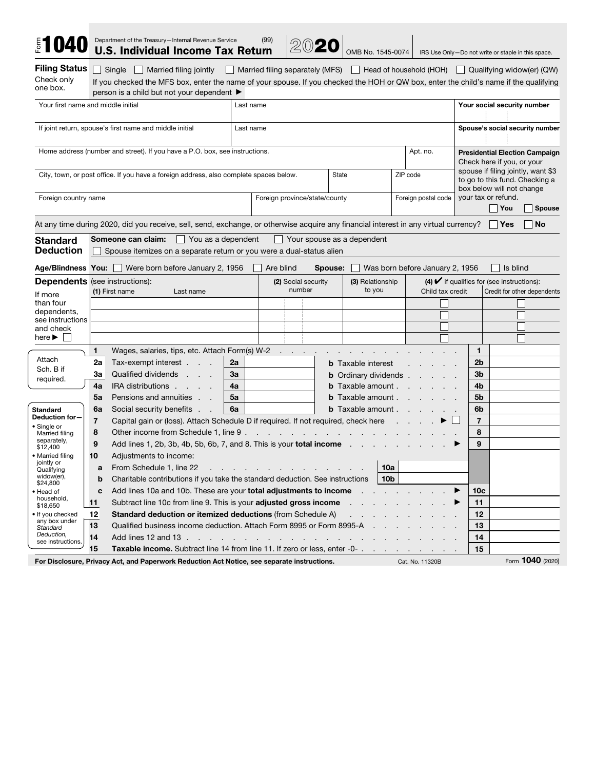# Form 1040 — Department of the Treasury—Internal Revenue Service (99)

## U.S. Individual Income Tax Return 2020

OMB No. 1545-0074 | IRS Use Only—Do not write or staple in this space.

**Filing Status** Check only one box.

☐ Single ☐ Married filing jointly ☐ Married filing separately (MFS) ☐ Head of household (HOH) ☐ Qualifying widow(er) (QW)

If you checked the MFS box, enter the name of your spouse. If you checked the HOH or QW box, enter the child's name if the qualifying person is a child but not your dependent ▶

| Your first name and middle initial | Last name | Your social security number |
|---|---|---|
| If joint return, spouse's first name and middle initial | Last name | Spouse's social security number |

| Home address (number and street). If you have a P.O. box, see instructions. | | | Apt. no. |
|---|---|---|---|
| City, town, or post office. If you have a foreign address, also complete spaces below. | State | ZIP code | |
| Foreign country name | Foreign province/state/county | Foreign postal code | |

**Presidential Election Campaign** Check here if you, or your spouse if filing jointly, want $3 to go to this fund. Checking a box below will not change your tax or refund. ☐ You ☐ Spouse

At any time during 2020, did you receive, sell, send, exchange, or otherwise acquire any financial interest in any virtual currency? ☐ Yes ☐ No

**Standard Deduction** **Someone can claim:** ☐ You as a dependent ☐ Your spouse as a dependent
☐ Spouse itemizes on a separate return or you were a dual-status alien

**Age/Blindness You:** ☐ Were born before January 2, 1956 ☐ Are blind **Spouse:** ☐ Was born before January 2, 1956 ☐ Is blind

**Dependents** (see instructions):
If more than four dependents, see instructions and check here ▶ ☐

| (1) First name Last name | (2) Social security number | (3) Relationship to you | (4) ✔ if qualifies for (see instructions): Child tax credit | Credit for other dependents |
|---|---|---|---|---|
| | | | ☐ | ☐ |
| | | | ☐ | ☐ |
| | | | ☐ | ☐ |
| | | | ☐ | ☐ |

Attach Sch. B if required.

| Line | Description | | | Line | Amount |
|---|---|---|---|---|---|
| 1 | Wages, salaries, tips, etc. Attach Form(s) W-2 | | | 1 | |
| 2a | Tax-exempt interest | 2a | **b** Taxable interest | 2b | |
| 3a | Qualified dividends | 3a | **b** Ordinary dividends | 3b | |
| 4a | IRA distributions | 4a | **b** Taxable amount | 4b | |
| 5a | Pensions and annuities | 5a | **b** Taxable amount | 5b | |
| 6a | Social security benefits | 6a | **b** Taxable amount | 6b | |
| 7 | Capital gain or (loss). Attach Schedule D if required. If not required, check here ▶ ☐ | | | 7 | |
| 8 | Other income from Schedule 1, line 9 | | | 8 | |
| 9 | Add lines 1, 2b, 3b, 4b, 5b, 6b, 7, and 8. This is your **total income** ▶ | | | 9 | |
| 10 | Adjustments to income: | | | | |
| a | From Schedule 1, line 22 | 10a | | | |
| b | Charitable contributions if you take the standard deduction. See instructions | 10b | | | |
| c | Add lines 10a and 10b. These are your **total adjustments to income** ▶ | | | 10c | |
| 11 | Subtract line 10c from line 9. This is your **adjusted gross income** ▶ | | | 11 | |
| 12 | **Standard deduction or itemized deductions** (from Schedule A) | | | 12 | |
| 13 | Qualified business income deduction. Attach Form 8995 or Form 8995-A | | | 13 | |
| 14 | Add lines 12 and 13 | | | 14 | |
| 15 | **Taxable income.** Subtract line 14 from line 11. If zero or less, enter -0- | | | 15 | |

**Standard Deduction for—**
- Single or Married filing separately, $12,400
- Married filing jointly or Qualifying widow(er), $24,800
- Head of household, $18,650
- If you checked any box under *Standard Deduction,* see instructions.

For Disclosure, Privacy Act, and Paperwork Reduction Act Notice, see separate instructions. Cat. No. 11320B Form **1040** (2020)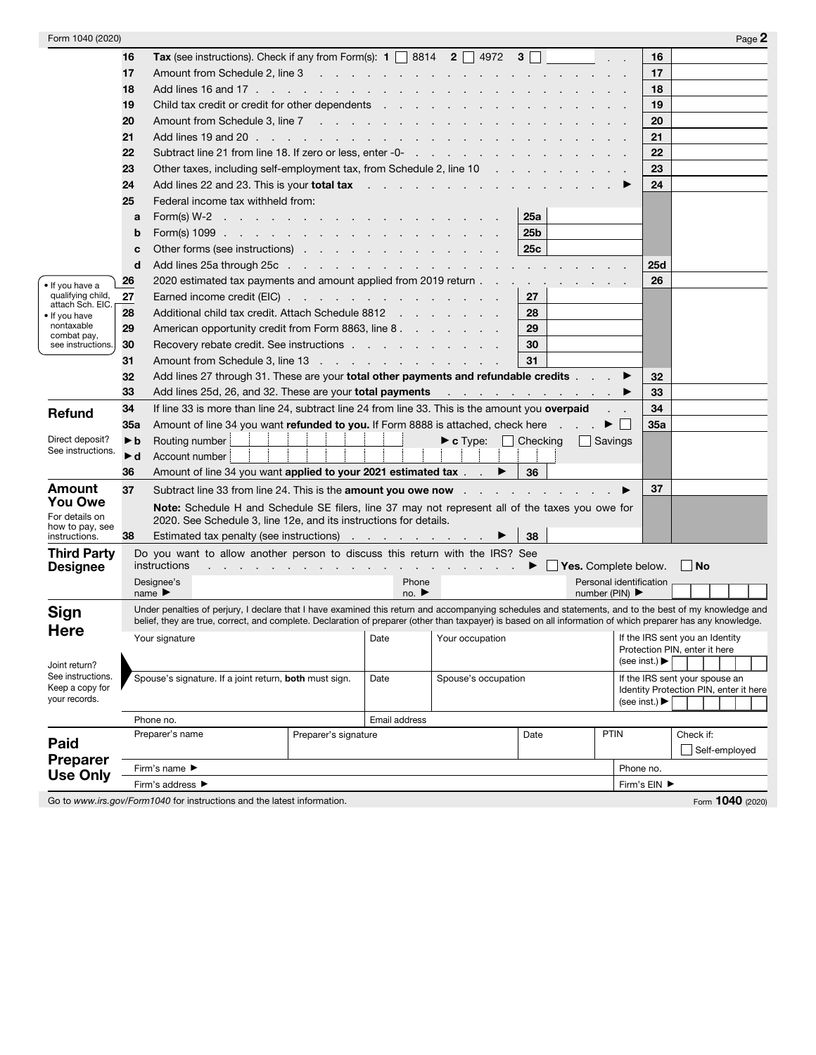Form 1040 (2020) Page 2

| | | | | | |
|---|---|---|---|---|---|
| 16 | **Tax** (see instructions). Check if any from Form(s): **1** ☐ 8814 **2** ☐ 4972 **3** ☐ ______ | | | 16 | |
| 17 | Amount from Schedule 2, line 3 | | | 17 | |
| 18 | Add lines 16 and 17 | | | 18 | |
| 19 | Child tax credit or credit for other dependents | | | 19 | |
| 20 | Amount from Schedule 3, line 7 | | | 20 | |
| 21 | Add lines 19 and 20 | | | 21 | |
| 22 | Subtract line 21 from line 18. If zero or less, enter -0- | | | 22 | |
| 23 | Other taxes, including self-employment tax, from Schedule 2, line 10 | | | 23 | |
| 24 | Add lines 22 and 23. This is your **total tax** ▶ | | | 24 | |
| 25 | Federal income tax withheld from: | | | | |
| a | Form(s) W-2 | 25a | | | |
| b | Form(s) 1099 | 25b | | | |
| c | Other forms (see instructions) | 25c | | | |
| d | Add lines 25a through 25c | | | 25d | |
| 26 | 2020 estimated tax payments and amount applied from 2019 return | | | 26 | |
| 27 | Earned income credit (EIC) | 27 | | | |
| 28 | Additional child tax credit. Attach Schedule 8812 | 28 | | | |
| 29 | American opportunity credit from Form 8863, line 8 | 29 | | | |
| 30 | Recovery rebate credit. See instructions | 30 | | | |
| 31 | Amount from Schedule 3, line 13 | 31 | | | |
| 32 | Add lines 27 through 31. These are your **total other payments and refundable credits** ▶ | | | 32 | |
| 33 | Add lines 25d, 26, and 32. These are your **total payments** ▶ | | | 33 | |

• If you have a qualifying child, attach Sch. EIC.
• If you have nontaxable combat pay, see instructions.

## Refund

| | | | | | |
|---|---|---|---|---|---|
| 34 | If line 33 is more than line 24, subtract line 24 from line 33. This is the amount you **overpaid** | | | 34 | |
| 35a | Amount of line 34 you want **refunded to you.** If Form 8888 is attached, check here ▶ ☐ | | | 35a | |
| ▶ b | Routing number | ▶ c Type: ☐ Checking ☐ Savings | | | |
| ▶ d | Account number | | | | |
| 36 | Amount of line 34 you want **applied to your 2021 estimated tax** ▶ | 36 | | | |

Direct deposit? See instructions.

## Amount You Owe

For details on how to pay, see instructions.

| | | | | | |
|---|---|---|---|---|---|
| 37 | Subtract line 33 from line 24. This is the **amount you owe now** ▶ | | | 37 | |
| | **Note:** Schedule H and Schedule SE filers, line 37 may not represent all of the taxes you owe for 2020. See Schedule 3, line 12e, and its instructions for details. | | | | |
| 38 | Estimated tax penalty (see instructions) ▶ | 38 | | | |

## Third Party Designee

Do you want to allow another person to discuss this return with the IRS? See instructions ▶ ☐ **Yes.** Complete below. ☐ **No**

Designee's name ▶ | Phone no. ▶ | Personal identification number (PIN) ▶

## Sign Here

Under penalties of perjury, I declare that I have examined this return and accompanying schedules and statements, and to the best of my knowledge and belief, they are true, correct, and complete. Declaration of preparer (other than taxpayer) is based on all information of which preparer has any knowledge.

Joint return? See instructions. Keep a copy for your records.

| Your signature | Date | Your occupation | If the IRS sent you an Identity Protection PIN, enter it here (see inst.) ▶ |
|---|---|---|---|
| Spouse's signature. If a joint return, **both** must sign. | Date | Spouse's occupation | If the IRS sent your spouse an Identity Protection PIN, enter it here (see inst.) ▶ |
| Phone no. | Email address | | |

## Paid Preparer Use Only

| Preparer's name | Preparer's signature | Date | PTIN | Check if: ☐ Self-employed |
|---|---|---|---|---|
| Firm's name ▶ | | | Phone no. | |
| Firm's address ▶ | | | Firm's EIN ▶ | |

Go to *www.irs.gov/Form1040* for instructions and the latest information. Form **1040** (2020)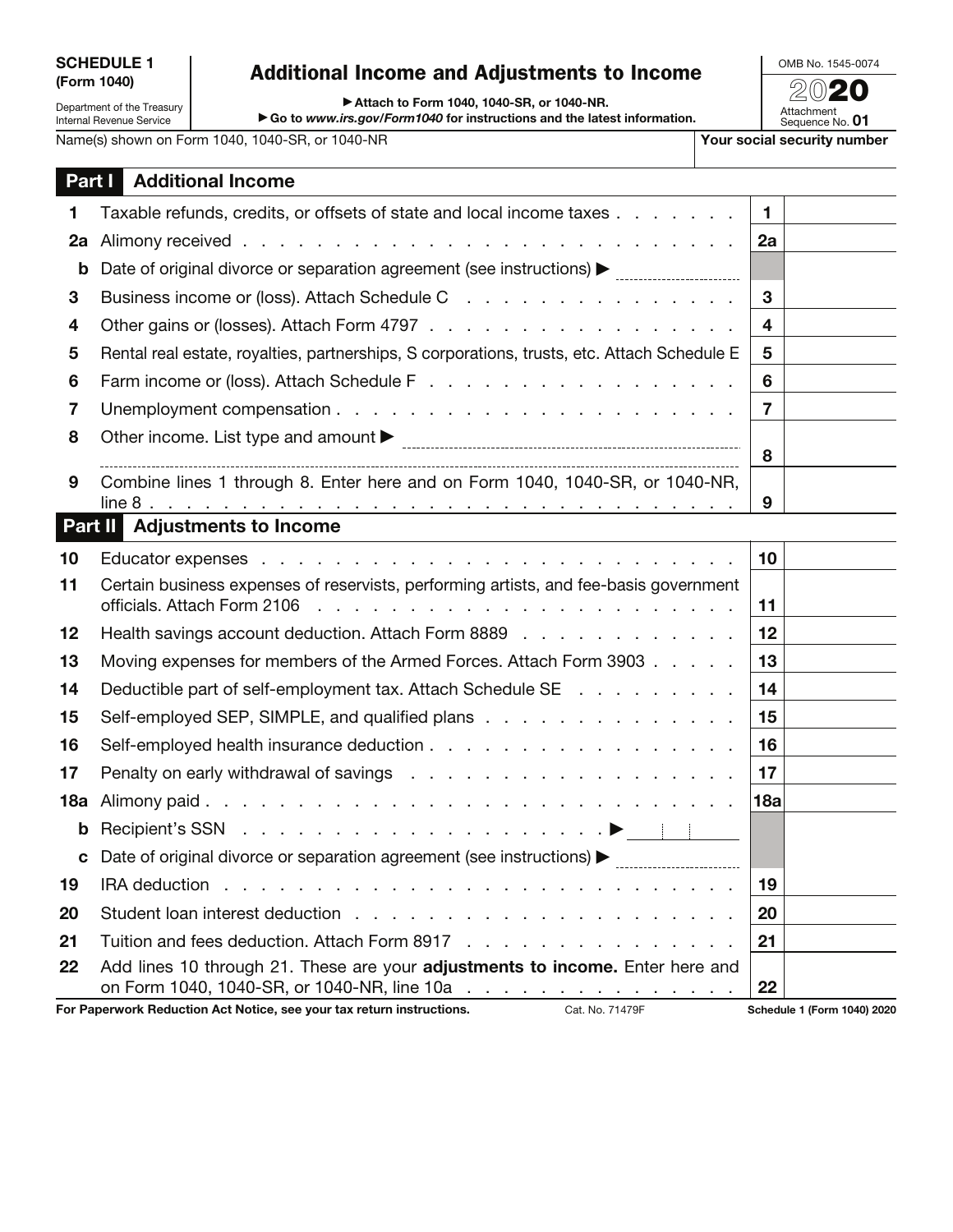**SCHEDULE 1 (Form 1040)**

Department of the Treasury
Internal Revenue Service

# Additional Income and Adjustments to Income

▶ Attach to Form 1040, 1040-SR, or 1040-NR.
▶ Go to *www.irs.gov/Form1040* for instructions and the latest information.

OMB No. 1545-0074

**2020**

Attachment Sequence No. **01**

Name(s) shown on Form 1040, 1040-SR, or 1040-NR | **Your social security number**

## Part I Additional Income

| | | | |
|---|---|---|---|
| 1 | Taxable refunds, credits, or offsets of state and local income taxes | 1 | |
| 2a | Alimony received | 2a | |
| b | Date of original divorce or separation agreement (see instructions) ▶ | | |
| 3 | Business income or (loss). Attach Schedule C | 3 | |
| 4 | Other gains or (losses). Attach Form 4797 | 4 | |
| 5 | Rental real estate, royalties, partnerships, S corporations, trusts, etc. Attach Schedule E | 5 | |
| 6 | Farm income or (loss). Attach Schedule F | 6 | |
| 7 | Unemployment compensation | 7 | |
| 8 | Other income. List type and amount ▶ | 8 | |
| 9 | Combine lines 1 through 8. Enter here and on Form 1040, 1040-SR, or 1040-NR, line 8 | 9 | |

## Part II Adjustments to Income

| | | | |
|---|---|---|---|
| 10 | Educator expenses | 10 | |
| 11 | Certain business expenses of reservists, performing artists, and fee-basis government officials. Attach Form 2106 | 11 | |
| 12 | Health savings account deduction. Attach Form 8889 | 12 | |
| 13 | Moving expenses for members of the Armed Forces. Attach Form 3903 | 13 | |
| 14 | Deductible part of self-employment tax. Attach Schedule SE | 14 | |
| 15 | Self-employed SEP, SIMPLE, and qualified plans | 15 | |
| 16 | Self-employed health insurance deduction | 16 | |
| 17 | Penalty on early withdrawal of savings | 17 | |
| 18a | Alimony paid | 18a | |
| b | Recipient's SSN ▶ | | |
| c | Date of original divorce or separation agreement (see instructions) ▶ | | |
| 19 | IRA deduction | 19 | |
| 20 | Student loan interest deduction | 20 | |
| 21 | Tuition and fees deduction. Attach Form 8917 | 21 | |
| 22 | Add lines 10 through 21. These are your **adjustments to income.** Enter here and on Form 1040, 1040-SR, or 1040-NR, line 10a | 22 | |

**For Paperwork Reduction Act Notice, see your tax return instructions.** Cat. No. 71479F **Schedule 1 (Form 1040) 2020**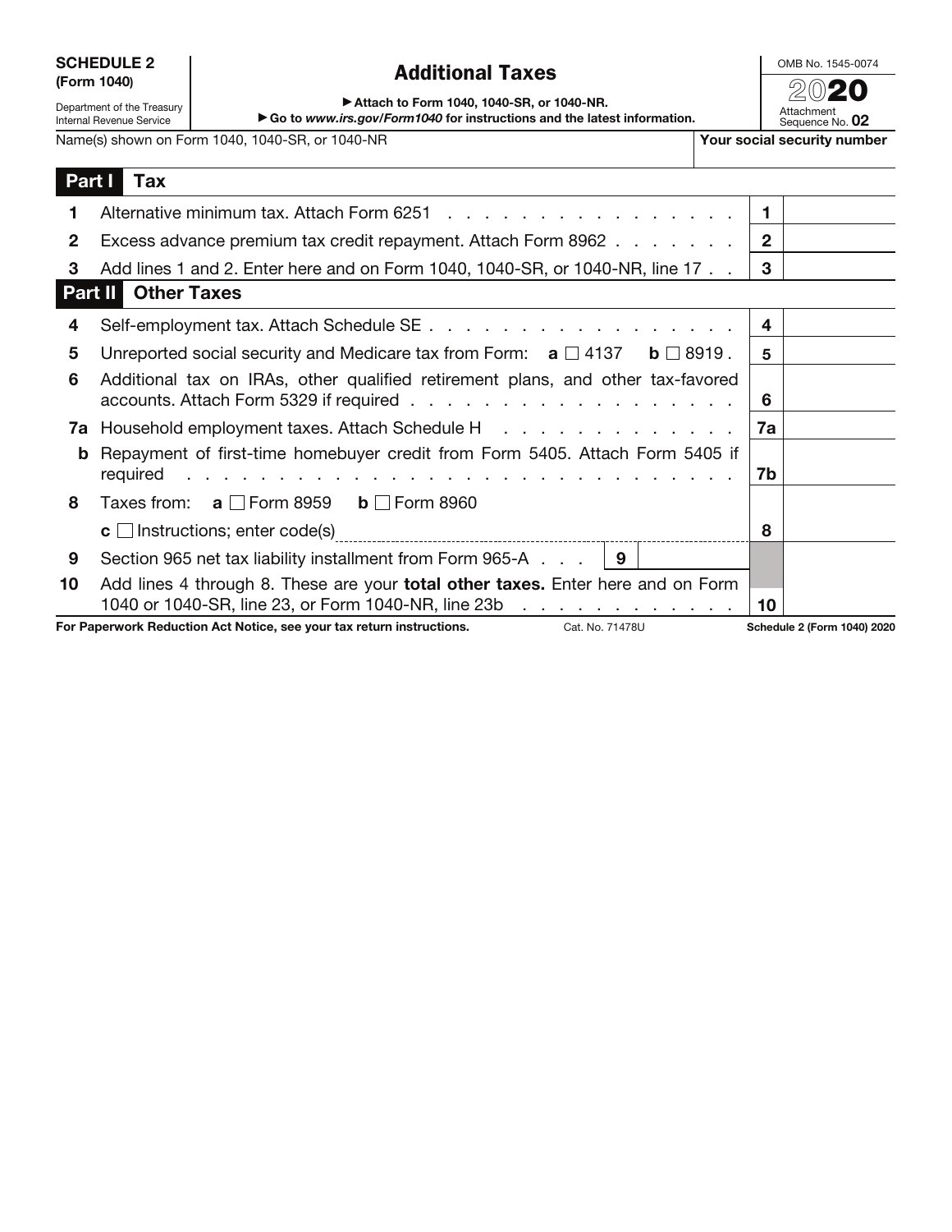**SCHEDULE 2**
**(Form 1040)**

Department of the Treasury
Internal Revenue Service

# Additional Taxes

▶ Attach to Form 1040, 1040-SR, or 1040-NR.
▶ Go to *www.irs.gov/Form1040* for instructions and the latest information.

OMB No. 1545-0074

**2020**

Attachment Sequence No. **02**

Name(s) shown on Form 1040, 1040-SR, or 1040-NR | **Your social security number**

## Part I Tax

| | | | |
|---|---|---|---|
| **1** | Alternative minimum tax. Attach Form 6251 . . . . . . . . . . . . . . . . . . | **1** | |
| **2** | Excess advance premium tax credit repayment. Attach Form 8962 . . . . . . . . | **2** | |
| **3** | Add lines 1 and 2. Enter here and on Form 1040, 1040-SR, or 1040-NR, line 17 . . | **3** | |

## Part II Other Taxes

| | | | |
|---|---|---|---|
| **4** | Self-employment tax. Attach Schedule SE . . . . . . . . . . . . . . . . . . . | **4** | |
| **5** | Unreported social security and Medicare tax from Form: **a** ☐ 4137 **b** ☐ 8919 . | **5** | |
| **6** | Additional tax on IRAs, other qualified retirement plans, and other tax-favored accounts. Attach Form 5329 if required . . . . . . . . . . . . . . . . . . . | **6** | |
| **7a** | Household employment taxes. Attach Schedule H . . . . . . . . . . . . . . | **7a** | |
| **b** | Repayment of first-time homebuyer credit from Form 5405. Attach Form 5405 if required . . . . . . . . . . . . . . . . . . . . . . . . . . . . . . . | **7b** | |
| **8** | Taxes from: **a** ☐ Form 8959 **b** ☐ Form 8960<br>**c** ☐ Instructions; enter code(s) | **8** | |
| **9** | Section 965 net tax liability installment from Form 965-A . . . **9** | | |
| **10** | Add lines 4 through 8. These are your **total other taxes.** Enter here and on Form 1040 or 1040-SR, line 23, or Form 1040-NR, line 23b . . . . . . . . . . . . | **10** | |

**For Paperwork Reduction Act Notice, see your tax return instructions.** Cat. No. 71478U **Schedule 2 (Form 1040) 2020**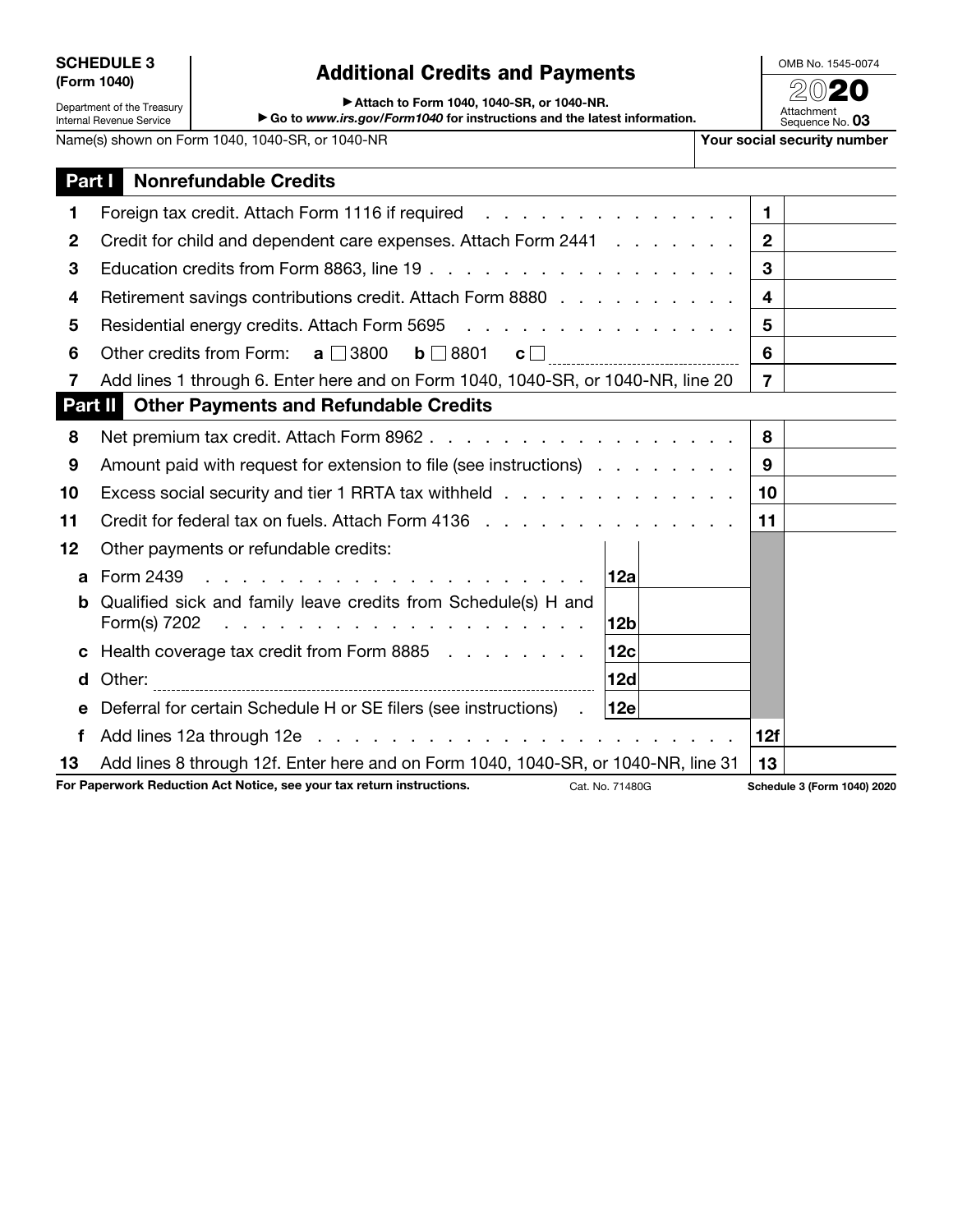**SCHEDULE 3**
**(Form 1040)**

Department of the Treasury
Internal Revenue Service

# Additional Credits and Payments

▶ Attach to Form 1040, 1040-SR, or 1040-NR.

▶ Go to *www.irs.gov/Form1040* for instructions and the latest information.

OMB No. 1545-0074

2020

Attachment Sequence No. **03**

Name(s) shown on Form 1040, 1040-SR, or 1040-NR | **Your social security number**

## Part I Nonrefundable Credits

| | | | | |
|---|---|---|---|---|
| **1** | Foreign tax credit. Attach Form 1116 if required . . . . . . . . . . . . . . . | | **1** | |
| **2** | Credit for child and dependent care expenses. Attach Form 2441 . . . . . . . | | **2** | |
| **3** | Education credits from Form 8863, line 19 . . . . . . . . . . . . . . . . . . | | **3** | |
| **4** | Retirement savings contributions credit. Attach Form 8880 . . . . . . . . . . | | **4** | |
| **5** | Residential energy credits. Attach Form 5695 . . . . . . . . . . . . . . . . | | **5** | |
| **6** | Other credits from Form: **a** ☐ 3800 **b** ☐ 8801 **c** ☐ ______________ | | **6** | |
| **7** | Add lines 1 through 6. Enter here and on Form 1040, 1040-SR, or 1040-NR, line 20 | | **7** | |

## Part II Other Payments and Refundable Credits

| | | | | |
|---|---|---|---|---|
| **8** | Net premium tax credit. Attach Form 8962 . . . . . . . . . . . . . . . . . | | **8** | |
| **9** | Amount paid with request for extension to file (see instructions) . . . . . . . . | | **9** | |
| **10** | Excess social security and tier 1 RRTA tax withheld . . . . . . . . . . . . . | | **10** | |
| **11** | Credit for federal tax on fuels. Attach Form 4136 . . . . . . . . . . . . . . . | | **11** | |
| **12** | Other payments or refundable credits: | | | |
| **a** | Form 2439 . . . . . . . . . . . . . . . . . . . . . . | **12a** | | |
| **b** | Qualified sick and family leave credits from Schedule(s) H and Form(s) 7202 . . . . . . . . . . . . . . . . . . . . | **12b** | | |
| **c** | Health coverage tax credit from Form 8885 . . . . . . . . | **12c** | | |
| **d** | Other: ______________ | **12d** | | |
| **e** | Deferral for certain Schedule H or SE filers (see instructions) . | **12e** | | |
| **f** | Add lines 12a through 12e . . . . . . . . . . . . . . . . . . . . . . . | | **12f** | |
| **13** | Add lines 8 through 12f. Enter here and on Form 1040, 1040-SR, or 1040-NR, line 31 | | **13** | |

**For Paperwork Reduction Act Notice, see your tax return instructions.** Cat. No. 71480G **Schedule 3 (Form 1040) 2020**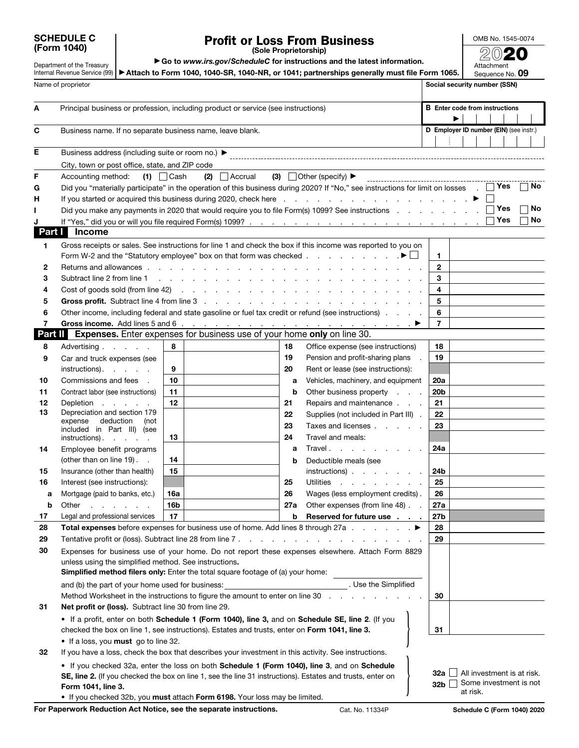**SCHEDULE C (Form 1040)**

Department of the Treasury
Internal Revenue Service (99)

# Profit or Loss From Business

**(Sole Proprietorship)**

▶ Go to *www.irs.gov/ScheduleC* for instructions and the latest information.

▶ **Attach to Form 1040, 1040-SR, 1040-NR, or 1041; partnerships generally must file Form 1065.**

OMB No. 1545-0074

**2020**

Attachment Sequence No. **09**

| Name of proprietor | Social security number (SSN) |
|---|---|
| | |

| | | |
|---|---|---|
| **A** | Principal business or profession, including product or service (see instructions) | **B** Enter code from instructions ▶ |
| **C** | Business name. If no separate business name, leave blank. | **D** Employer ID number (EIN) (see instr.) |
| **E** | Business address (including suite or room no.) ▶ | |
| | City, town or post office, state, and ZIP code | |
| **F** | Accounting method: (1) ☐ Cash (2) ☐ Accrual (3) ☐ Other (specify) ▶ | |
| **G** | Did you "materially participate" in the operation of this business during 2020? If "No," see instructions for limit on losses | ☐ Yes ☐ No |
| **H** | If you started or acquired this business during 2020, check here ▶ | ☐ |
| **I** | Did you make any payments in 2020 that would require you to file Form(s) 1099? See instructions | ☐ Yes ☐ No |
| **J** | If "Yes," did you or will you file required Form(s) 1099? | ☐ Yes ☐ No |

## Part I Income

| | | | |
|---|---|---|---|
| **1** | Gross receipts or sales. See instructions for line 1 and check the box if this income was reported to you on Form W-2 and the "Statutory employee" box on that form was checked ▶ ☐ | **1** | |
| **2** | Returns and allowances | **2** | |
| **3** | Subtract line 2 from line 1 | **3** | |
| **4** | Cost of goods sold (from line 42) | **4** | |
| **5** | **Gross profit.** Subtract line 4 from line 3 | **5** | |
| **6** | Other income, including federal and state gasoline or fuel tax credit or refund (see instructions) | **6** | |
| **7** | **Gross income.** Add lines 5 and 6 ▶ | **7** | |

## Part II Expenses. Enter expenses for business use of your home **only** on line 30.

| | | | | | | | |
|---|---|---|---|---|---|---|---|
| **8** | Advertising | **8** | | **18** | Office expense (see instructions) | **18** | |
| **9** | Car and truck expenses (see instructions) | **9** | | **19** | Pension and profit-sharing plans | **19** | |
| **10** | Commissions and fees | **10** | | **20** | Rent or lease (see instructions): | | |
| **11** | Contract labor (see instructions) | **11** | | **a** | Vehicles, machinery, and equipment | **20a** | |
| **12** | Depletion | **12** | | **b** | Other business property | **20b** | |
| **13** | Depreciation and section 179 expense deduction (not included in Part III) (see instructions) | **13** | | **21** | Repairs and maintenance | **21** | |
| | | | | **22** | Supplies (not included in Part III) | **22** | |
| | | | | **23** | Taxes and licenses | **23** | |
| **14** | Employee benefit programs (other than on line 19) | **14** | | **24** | Travel and meals: | | |
| **15** | Insurance (other than health) | **15** | | **a** | Travel | **24a** | |
| **16** | Interest (see instructions): | | | **b** | Deductible meals (see instructions) | **24b** | |
| **a** | Mortgage (paid to banks, etc.) | **16a** | | **25** | Utilities | **25** | |
| **b** | Other | **16b** | | **26** | Wages (less employment credits) | **26** | |
| **17** | Legal and professional services | **17** | | **27a** | Other expenses (from line 48) | **27a** | |
| | | | | **b** | **Reserved for future use** | **27b** | |

| | | | |
|---|---|---|---|
| **28** | **Total expenses** before expenses for business use of home. Add lines 8 through 27a ▶ | **28** | |
| **29** | Tentative profit or (loss). Subtract line 28 from line 7 | **29** | |
| **30** | Expenses for business use of your home. Do not report these expenses elsewhere. Attach Form 8829 unless using the simplified method. See instructions. **Simplified method filers only:** Enter the total square footage of (a) your home: ______ and (b) the part of your home used for business: ______ . Use the Simplified Method Worksheet in the instructions to figure the amount to enter on line 30 | **30** | |
| **31** | **Net profit or (loss).** Subtract line 30 from line 29. • If a profit, enter on both **Schedule 1 (Form 1040), line 3,** and on **Schedule SE, line 2**. (If you checked the box on line 1, see instructions). Estates and trusts, enter on **Form 1041, line 3.** • If a loss, you **must** go to line 32. | **31** | |
| **32** | If you have a loss, check the box that describes your investment in this activity. See instructions. • If you checked 32a, enter the loss on both **Schedule 1 (Form 1040), line 3**, and on **Schedule SE, line 2.** (If you checked the box on line 1, see the line 31 instructions). Estates and trusts, enter on **Form 1041, line 3.** • If you checked 32b, you **must** attach **Form 6198.** Your loss may be limited. | **32a** ☐ All investment is at risk. **32b** ☐ Some investment is not at risk. | |

**For Paperwork Reduction Act Notice, see the separate instructions.** Cat. No. 11334P **Schedule C (Form 1040) 2020**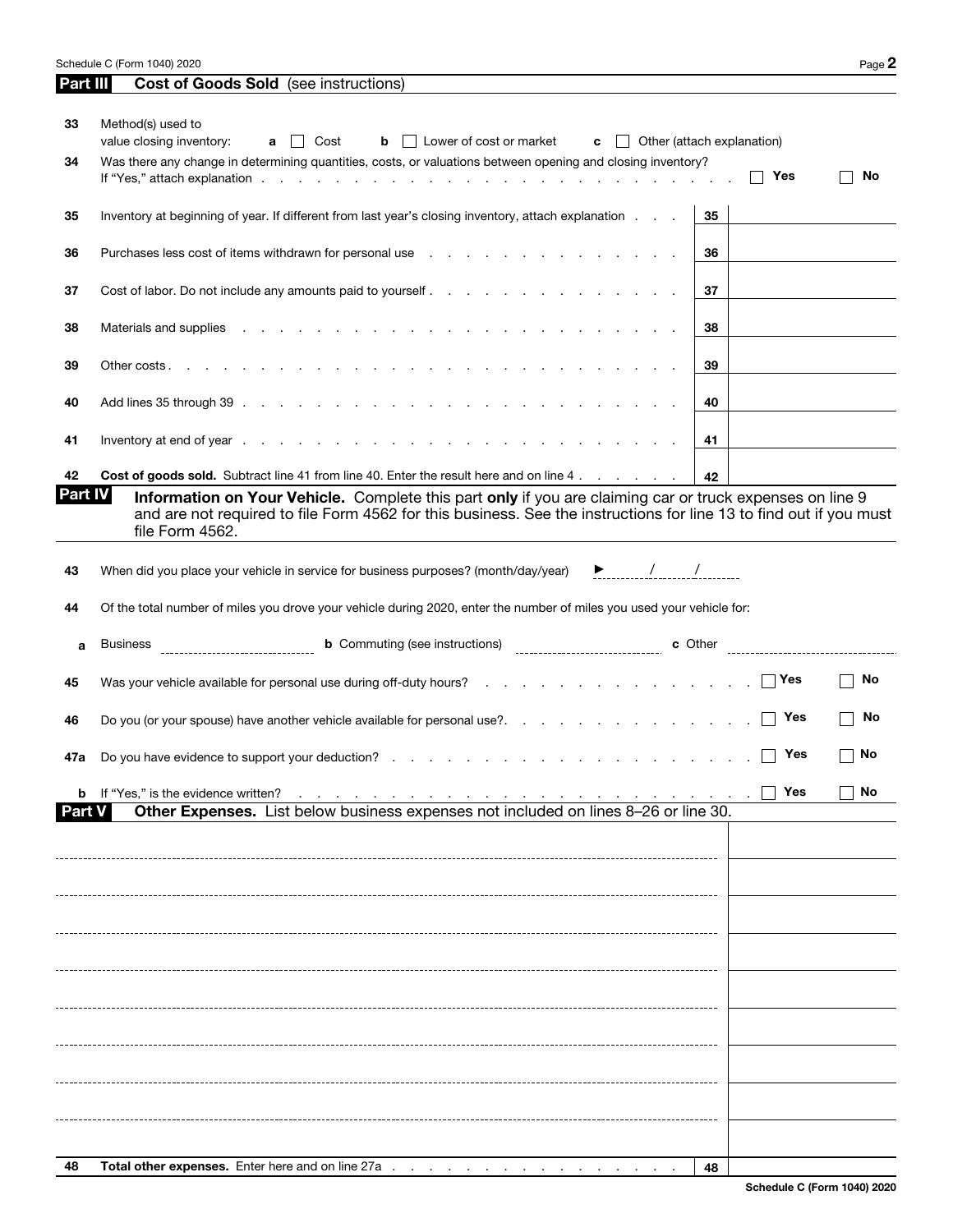## Part III Cost of Goods Sold (see instructions)

**33** Method(s) used to value closing inventory: **a** ☐ Cost **b** ☐ Lower of cost or market **c** ☐ Other (attach explanation)

**34** Was there any change in determining quantities, costs, or valuations between opening and closing inventory? If "Yes," attach explanation . . . ☐ Yes ☐ No

| | | | |
|---|---|---|---|
| 35 | Inventory at beginning of year. If different from last year's closing inventory, attach explanation | 35 | |
| 36 | Purchases less cost of items withdrawn for personal use | 36 | |
| 37 | Cost of labor. Do not include any amounts paid to yourself | 37 | |
| 38 | Materials and supplies | 38 | |
| 39 | Other costs | 39 | |
| 40 | Add lines 35 through 39 | 40 | |
| 41 | Inventory at end of year | 41 | |
| 42 | **Cost of goods sold.** Subtract line 41 from line 40. Enter the result here and on line 4 | 42 | |

## Part IV Information on Your Vehicle.

Complete this part **only** if you are claiming car or truck expenses on line 9 and are not required to file Form 4562 for this business. See the instructions for line 13 to find out if you must file Form 4562.

**43** When did you place your vehicle in service for business purposes? (month/day/year) ► ___ / ___ / ___

**44** Of the total number of miles you drove your vehicle during 2020, enter the number of miles you used your vehicle for:

**a** Business ________ **b** Commuting (see instructions) ________ **c** Other ________

**45** Was your vehicle available for personal use during off-duty hours? . . . ☐ Yes ☐ No

**46** Do you (or your spouse) have another vehicle available for personal use? . . . ☐ Yes ☐ No

**47a** Do you have evidence to support your deduction? . . . ☐ Yes ☐ No

**b** If "Yes," is the evidence written? . . . ☐ Yes ☐ No

## Part V Other Expenses.

List below business expenses not included on lines 8–26 or line 30.

| | | |
|---|---|---|
| | | |
| | | |
| | | |
| | | |
| | | |
| | | |
| | | |
| | | |
| | | |
| 48 | **Total other expenses.** Enter here and on line 27a | 48 |